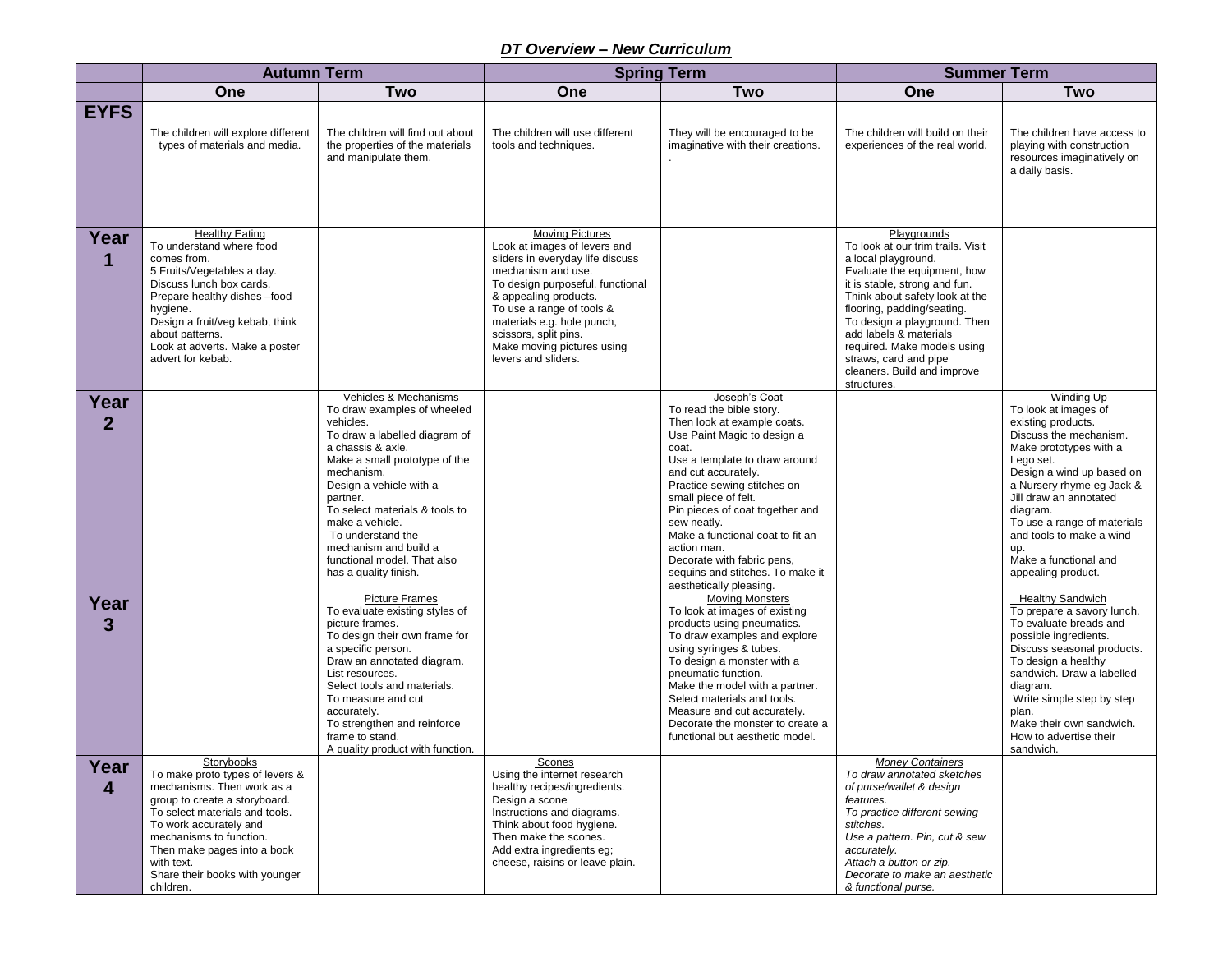## *DT Overview – New Curriculum*

| | Autumn Term | | Spring Term | | Summer Term | |
|---|---|---|---|---|---|---|
| | **One** | **Two** | **One** | **Two** | **One** | **Two** |
| **EYFS** | The children will explore different types of materials and media. | The children will find out about the properties of the materials and manipulate them. | The children will use different tools and techniques. | They will be encouraged to be imaginative with their creations. . | The children will build on their experiences of the real world. | The children have access to playing with construction resources imaginatively on a daily basis. |
| **Year 1** | Healthy Eating<br>To understand where food comes from.<br>5 Fruits/Vegetables a day.<br>Discuss lunch box cards.<br>Prepare healthy dishes –food hygiene.<br>Design a fruit/veg kebab, think about patterns.<br>Look at adverts. Make a poster advert for kebab. | | Moving Pictures<br>Look at images of levers and sliders in everyday life discuss mechanism and use.<br>To design purposeful, functional & appealing products.<br>To use a range of tools & materials e.g. hole punch, scissors, split pins.<br>Make moving pictures using levers and sliders. | | Playgrounds<br>To look at our trim trails. Visit a local playground.<br>Evaluate the equipment, how it is stable, strong and fun.<br>Think about safety look at the flooring, padding/seating.<br>To design a playground. Then add labels & materials required. Make models using straws, card and pipe cleaners. Build and improve structures. | |
| **Year 2** | | Vehicles & Mechanisms<br>To draw examples of wheeled vehicles.<br>To draw a labelled diagram of a chassis & axle.<br>Make a small prototype of the mechanism.<br>Design a vehicle with a partner.<br>To select materials & tools to make a vehicle.<br>To understand the mechanism and build a functional model. That also has a quality finish. | | Joseph's Coat<br>To read the bible story.<br>Then look at example coats.<br>Use Paint Magic to design a coat.<br>Use a template to draw around and cut accurately.<br>Practice sewing stitches on small piece of felt.<br>Pin pieces of coat together and sew neatly.<br>Make a functional coat to fit an action man.<br>Decorate with fabric pens, sequins and stitches. To make it aesthetically pleasing. | | Winding Up<br>To look at images of existing products.<br>Discuss the mechanism.<br>Make prototypes with a Lego set.<br>Design a wind up based on a Nursery rhyme eg Jack & Jill draw an annotated diagram.<br>To use a range of materials and tools to make a wind up.<br>Make a functional and appealing product. |
| **Year 3** | | Picture Frames<br>To evaluate existing styles of picture frames.<br>To design their own frame for a specific person.<br>Draw an annotated diagram.<br>List resources.<br>Select tools and materials.<br>To measure and cut accurately.<br>To strengthen and reinforce frame to stand.<br>A quality product with function. | | Moving Monsters<br>To look at images of existing products using pneumatics.<br>To draw examples and explore using syringes & tubes.<br>To design a monster with a pneumatic function.<br>Make the model with a partner.<br>Select materials and tools.<br>Measure and cut accurately.<br>Decorate the monster to create a functional but aesthetic model. | | Healthy Sandwich<br>To prepare a savory lunch.<br>To evaluate breads and possible ingredients.<br>Discuss seasonal products.<br>To design a healthy sandwich. Draw a labelled diagram.<br>Write simple step by step plan.<br>Make their own sandwich.<br>How to advertise their sandwich. |
| **Year 4** | Storybooks<br>To make proto types of levers & mechanisms. Then work as a group to create a storyboard.<br>To select materials and tools.<br>To work accurately and mechanisms to function.<br>Then make pages into a book with text.<br>Share their books with younger children. | | Scones<br>Using the internet research healthy recipes/ingredients.<br>Design a scone<br>Instructions and diagrams.<br>Think about food hygiene.<br>Then make the scones.<br>Add extra ingredients eg; cheese, raisins or leave plain. | | *Money Containers*<br>*To draw annotated sketches of purse/wallet & design features.*<br>*To practice different sewing stitches.*<br>*Use a pattern. Pin, cut & sew accurately.*<br>*Attach a button or zip.*<br>*Decorate to make an aesthetic & functional purse.* | |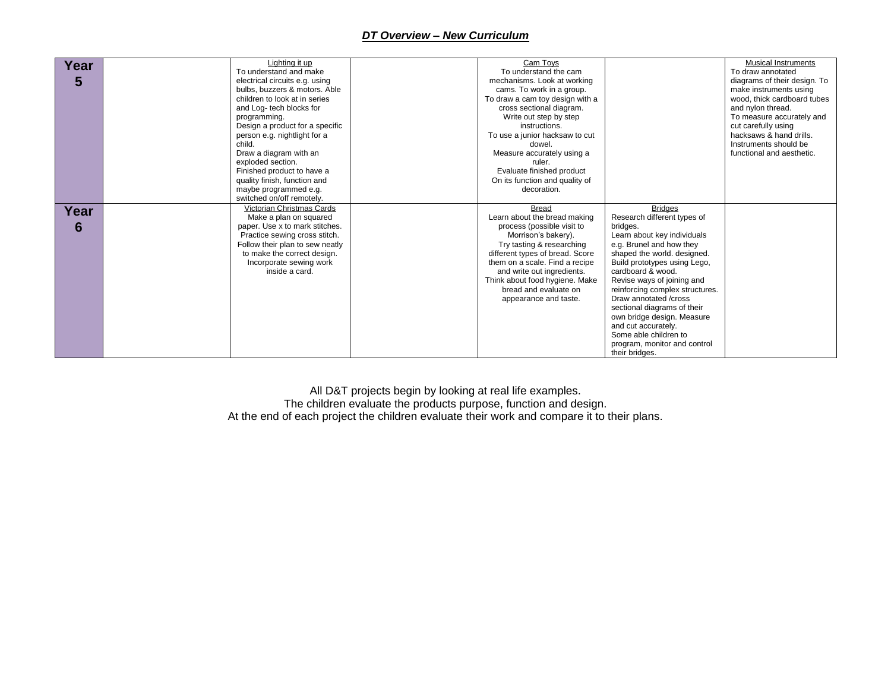***DT Overview – New Curriculum***

| | | | | | | | |
|---|---|---|---|---|---|---|---|
| **Year 5** | | Lighting it up<br>To understand and make electrical circuits e.g. using bulbs, buzzers & motors. Able children to look at in series and Log- tech blocks for programming.<br>Design a product for a specific person e.g. nightlight for a child.<br>Draw a diagram with an exploded section.<br>Finished product to have a quality finish, function and maybe programmed e.g. switched on/off remotely. | | Cam Toys<br>To understand the cam mechanisms. Look at working cams. To work in a group.<br>To draw a cam toy design with a cross sectional diagram.<br>Write out step by step instructions.<br>To use a junior hacksaw to cut dowel.<br>Measure accurately using a ruler.<br>Evaluate finished product On its function and quality of decoration. | | Musical Instruments<br>To draw annotated diagrams of their design. To make instruments using wood, thick cardboard tubes and nylon thread.<br>To measure accurately and cut carefully using hacksaws & hand drills.<br>Instruments should be functional and aesthetic. |
| **Year 6** | | Victorian Christmas Cards<br>Make a plan on squared paper. Use x to mark stitches.<br>Practice sewing cross stitch.<br>Follow their plan to sew neatly to make the correct design.<br>Incorporate sewing work inside a card. | | Bread<br>Learn about the bread making process (possible visit to Morrison's bakery).<br>Try tasting & researching different types of bread. Score them on a scale. Find a recipe and write out ingredients.<br>Think about food hygiene. Make bread and evaluate on appearance and taste. | Bridges<br>Research different types of bridges.<br>Learn about key individuals e.g. Brunel and how they shaped the world. designed.<br>Build prototypes using Lego, cardboard & wood.<br>Revise ways of joining and reinforcing complex structures.<br>Draw annotated /cross sectional diagrams of their own bridge design. Measure and cut accurately.<br>Some able children to program, monitor and control their bridges. | |

All D&T projects begin by looking at real life examples.
The children evaluate the products purpose, function and design.
At the end of each project the children evaluate their work and compare it to their plans.